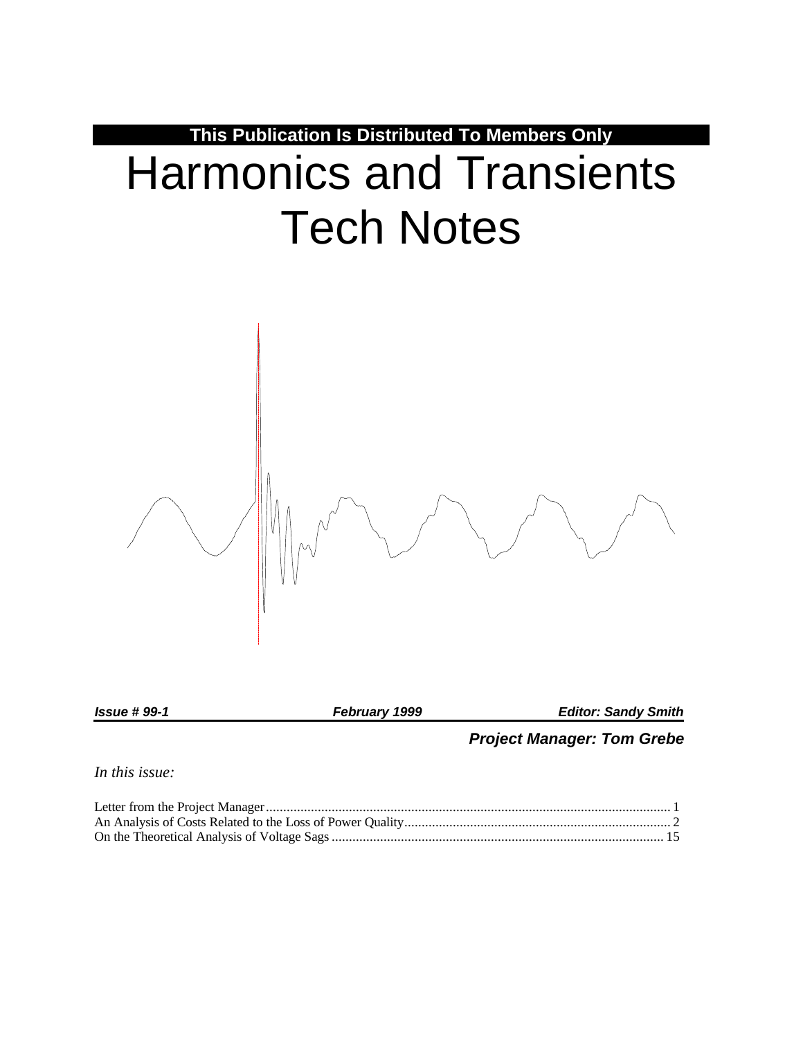**This Publication Is Distributed To Members Only**

# Harmonics and Transients Tech Notes

***Issue # 99-1*** ***February 1999*** ***Editor: Sandy Smith***

***Project Manager: Tom Grebe***

*In this issue:*

Letter from the Project Manager .................................................................................................................... 1
An Analysis of Costs Related to the Loss of Power Quality ............................................................................ 2
On the Theoretical Analysis of Voltage Sags ................................................................................................ 15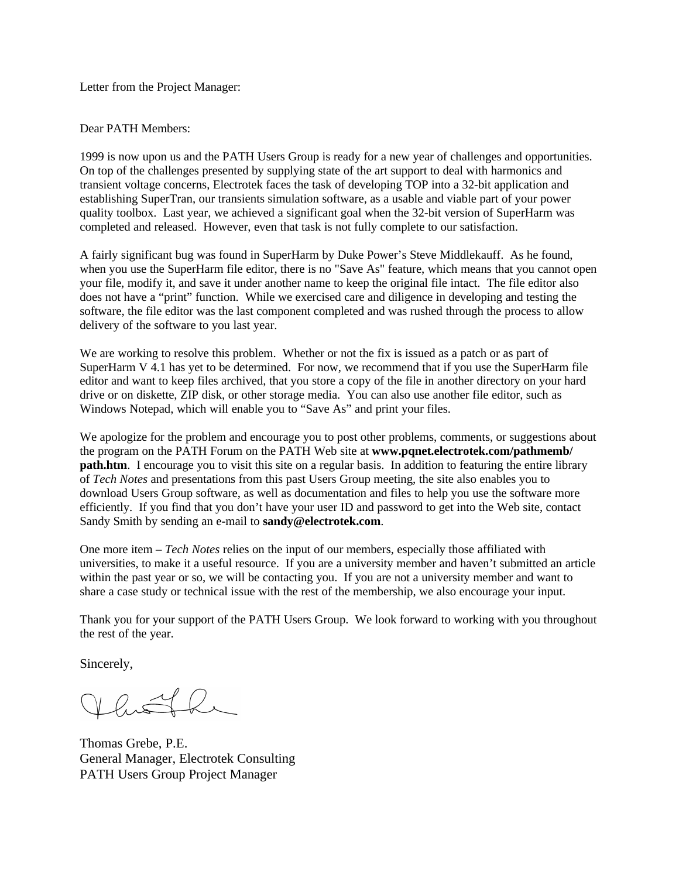Letter from the Project Manager:

Dear PATH Members:

1999 is now upon us and the PATH Users Group is ready for a new year of challenges and opportunities. On top of the challenges presented by supplying state of the art support to deal with harmonics and transient voltage concerns, Electrotek faces the task of developing TOP into a 32-bit application and establishing SuperTran, our transients simulation software, as a usable and viable part of your power quality toolbox. Last year, we achieved a significant goal when the 32-bit version of SuperHarm was completed and released. However, even that task is not fully complete to our satisfaction.

A fairly significant bug was found in SuperHarm by Duke Power's Steve Middlekauff. As he found, when you use the SuperHarm file editor, there is no "Save As" feature, which means that you cannot open your file, modify it, and save it under another name to keep the original file intact. The file editor also does not have a "print" function. While we exercised care and diligence in developing and testing the software, the file editor was the last component completed and was rushed through the process to allow delivery of the software to you last year.

We are working to resolve this problem. Whether or not the fix is issued as a patch or as part of SuperHarm V 4.1 has yet to be determined. For now, we recommend that if you use the SuperHarm file editor and want to keep files archived, that you store a copy of the file in another directory on your hard drive or on diskette, ZIP disk, or other storage media. You can also use another file editor, such as Windows Notepad, which will enable you to "Save As" and print your files.

We apologize for the problem and encourage you to post other problems, comments, or suggestions about the program on the PATH Forum on the PATH Web site at **www.pqnet.electrotek.com/pathmemb/path.htm**. I encourage you to visit this site on a regular basis. In addition to featuring the entire library of *Tech Notes* and presentations from this past Users Group meeting, the site also enables you to download Users Group software, as well as documentation and files to help you use the software more efficiently. If you find that you don't have your user ID and password to get into the Web site, contact Sandy Smith by sending an e-mail to **sandy@electrotek.com**.

One more item – *Tech Notes* relies on the input of our members, especially those affiliated with universities, to make it a useful resource. If you are a university member and haven't submitted an article within the past year or so, we will be contacting you. If you are not a university member and want to share a case study or technical issue with the rest of the membership, we also encourage your input.

Thank you for your support of the PATH Users Group. We look forward to working with you throughout the rest of the year.

Sincerely,

Thomas Grebe, P.E.
General Manager, Electrotek Consulting
PATH Users Group Project Manager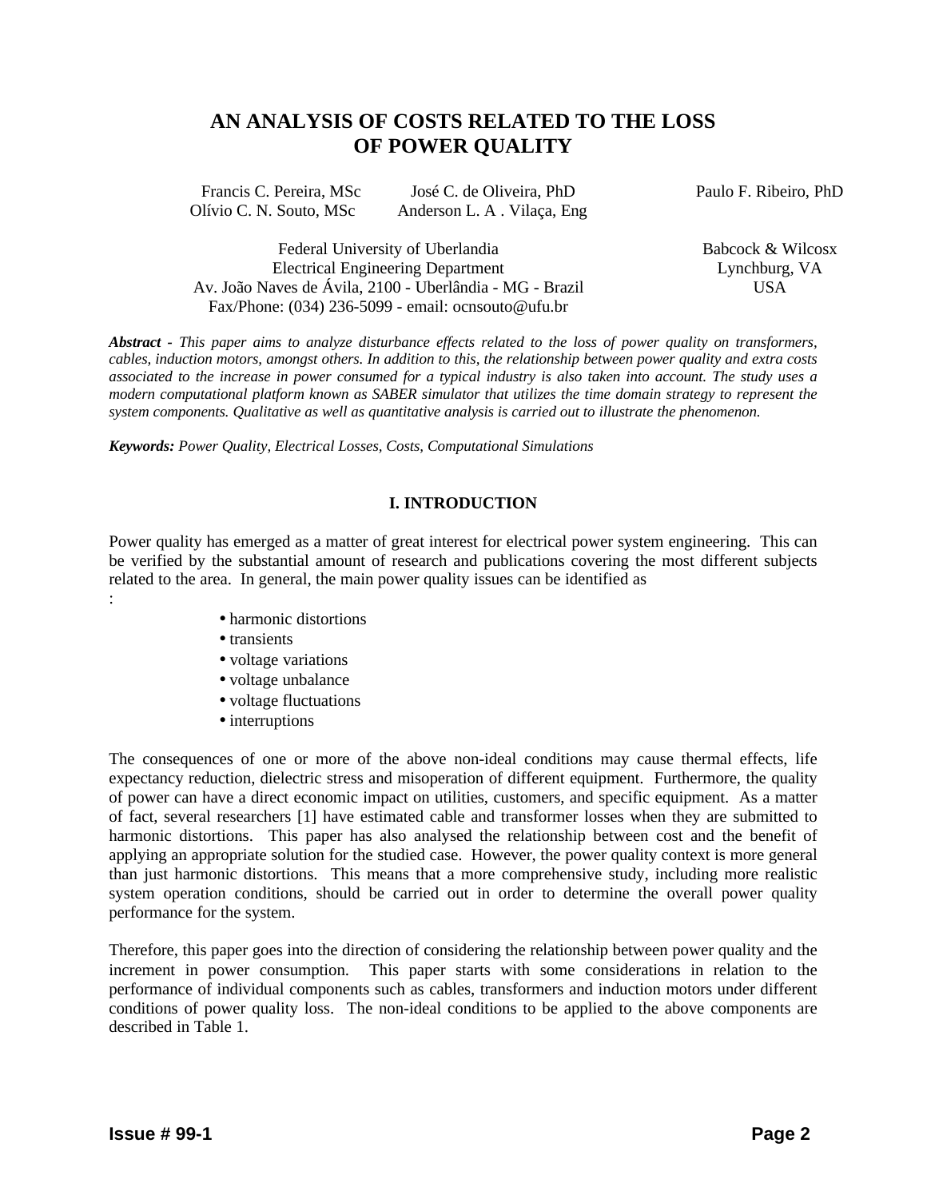# AN ANALYSIS OF COSTS RELATED TO THE LOSS OF POWER QUALITY

Francis C. Pereira, MSc　　José C. de Oliveira, PhD　　Paulo F. Ribeiro, PhD
Olívio C. N. Souto, MSc　　Anderson L. A . Vilaça, Eng

Federal University of Uberlandia
Electrical Engineering Department
Av. João Naves de Ávila, 2100 - Uberlândia - MG - Brazil
Fax/Phone: (034) 236-5099 - email: ocnsouto@ufu.br

Babcock & Wilcosx
Lynchburg, VA
USA

***Abstract*** *- This paper aims to analyze disturbance effects related to the loss of power quality on transformers, cables, induction motors, amongst others. In addition to this, the relationship between power quality and extra costs associated to the increase in power consumed for a typical industry is also taken into account. The study uses a modern computational platform known as SABER simulator that utilizes the time domain strategy to represent the system components. Qualitative as well as quantitative analysis is carried out to illustrate the phenomenon.*

***Keywords:*** *Power Quality, Electrical Losses, Costs, Computational Simulations*

## I. INTRODUCTION

Power quality has emerged as a matter of great interest for electrical power system engineering. This can be verified by the substantial amount of research and publications covering the most different subjects related to the area. In general, the main power quality issues can be identified as
:

- harmonic distortions
- transients
- voltage variations
- voltage unbalance
- voltage fluctuations
- interruptions

The consequences of one or more of the above non-ideal conditions may cause thermal effects, life expectancy reduction, dielectric stress and misoperation of different equipment. Furthermore, the quality of power can have a direct economic impact on utilities, customers, and specific equipment. As a matter of fact, several researchers [1] have estimated cable and transformer losses when they are submitted to harmonic distortions. This paper has also analysed the relationship between cost and the benefit of applying an appropriate solution for the studied case. However, the power quality context is more general than just harmonic distortions. This means that a more comprehensive study, including more realistic system operation conditions, should be carried out in order to determine the overall power quality performance for the system.

Therefore, this paper goes into the direction of considering the relationship between power quality and the increment in power consumption. This paper starts with some considerations in relation to the performance of individual components such as cables, transformers and induction motors under different conditions of power quality loss. The non-ideal conditions to be applied to the above components are described in Table 1.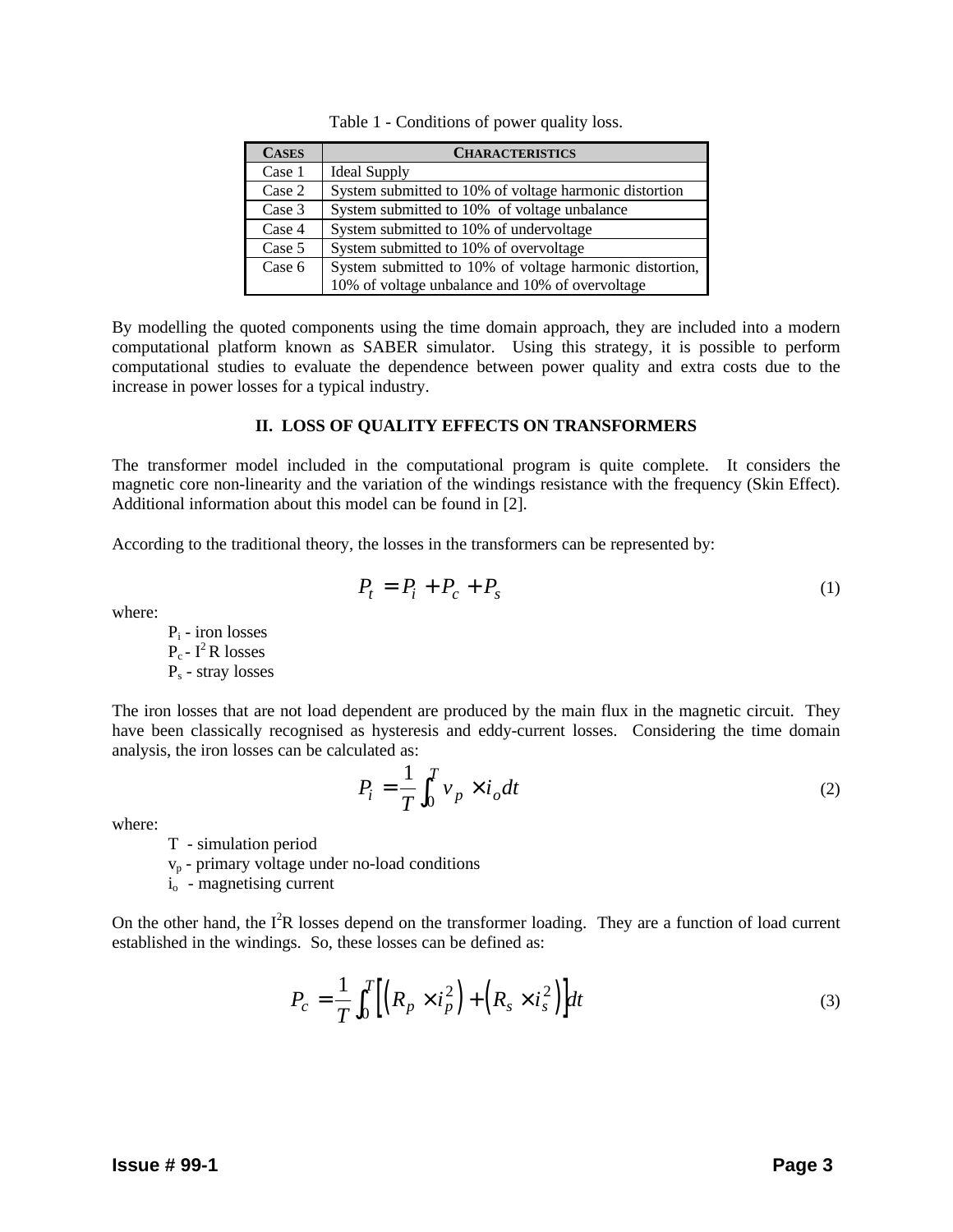Table 1 - Conditions of power quality loss.

| CASES | CHARACTERISTICS |
|---|---|
| Case 1 | Ideal Supply |
| Case 2 | System submitted to 10% of voltage harmonic distortion |
| Case 3 | System submitted to 10% of voltage unbalance |
| Case 4 | System submitted to 10% of undervoltage |
| Case 5 | System submitted to 10% of overvoltage |
| Case 6 | System submitted to 10% of voltage harmonic distortion, 10% of voltage unbalance and 10% of overvoltage |

By modelling the quoted components using the time domain approach, they are included into a modern computational platform known as SABER simulator. Using this strategy, it is possible to perform computational studies to evaluate the dependence between power quality and extra costs due to the increase in power losses for a typical industry.

## II. LOSS OF QUALITY EFFECTS ON TRANSFORMERS

The transformer model included in the computational program is quite complete. It considers the magnetic core non-linearity and the variation of the windings resistance with the frequency (Skin Effect). Additional information about this model can be found in [2].

According to the traditional theory, the losses in the transformers can be represented by:

$$P_t = P_i + P_c + P_s \tag{1}$$

where:

$P_i$ - iron losses
$P_c$ - $I^2R$ losses
$P_s$ - stray losses

The iron losses that are not load dependent are produced by the main flux in the magnetic circuit. They have been classically recognised as hysteresis and eddy-current losses. Considering the time domain analysis, the iron losses can be calculated as:

$$P_i = \frac{1}{T}\int_0^T v_p \times i_o dt \tag{2}$$

where:

T - simulation period
$v_p$ - primary voltage under no-load conditions
$i_o$ - magnetising current

On the other hand, the $I^2R$ losses depend on the transformer loading. They are a function of load current established in the windings. So, these losses can be defined as:

$$P_c = \frac{1}{T}\int_0^T \left[\left(R_p \times i_p^2\right) + \left(R_s \times i_s^2\right)\right]dt \tag{3}$$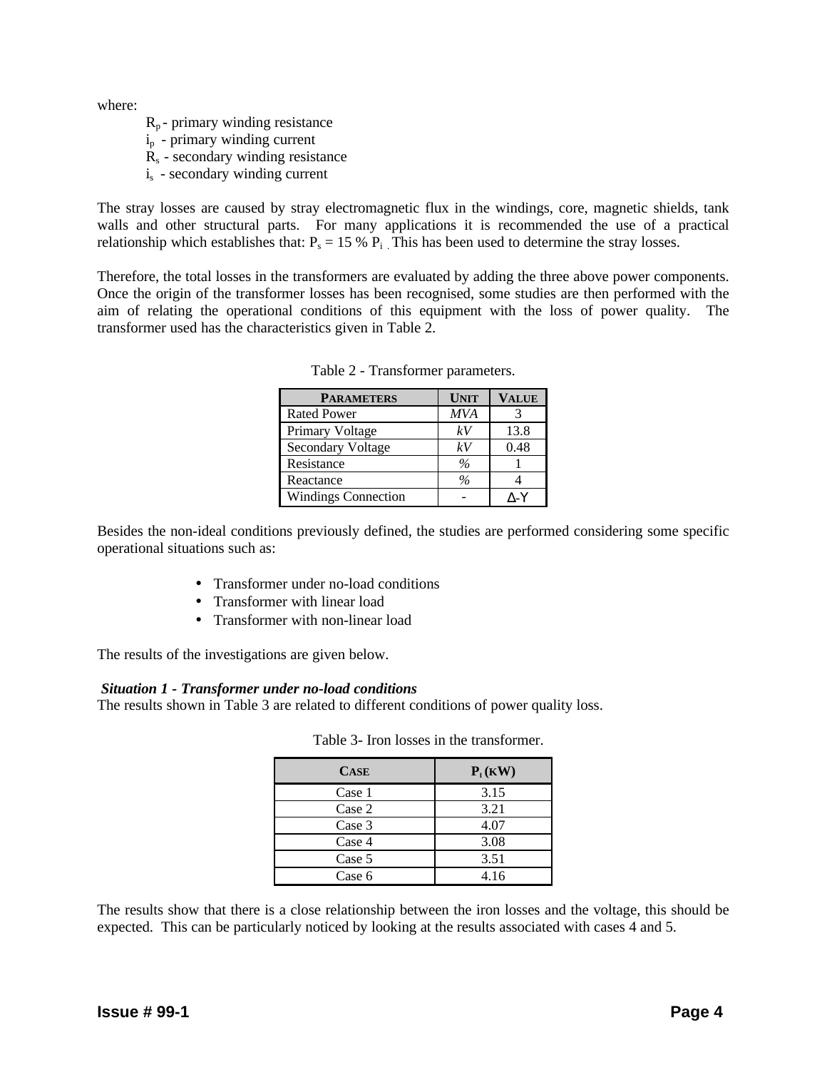where:

$R_p$ - primary winding resistance
$i_p$ - primary winding current
$R_s$ - secondary winding resistance
$i_s$ - secondary winding current

The stray losses are caused by stray electromagnetic flux in the windings, core, magnetic shields, tank walls and other structural parts. For many applications it is recommended the use of a practical relationship which establishes that: $P_s = 15\ \%\ P_i$ . This has been used to determine the stray losses.

Therefore, the total losses in the transformers are evaluated by adding the three above power components. Once the origin of the transformer losses has been recognised, some studies are then performed with the aim of relating the operational conditions of this equipment with the loss of power quality. The transformer used has the characteristics given in Table 2.

Table 2 - Transformer parameters.

| PARAMETERS | UNIT | VALUE |
|---|---|---|
| Rated Power | *MVA* | 3 |
| Primary Voltage | *kV* | 13.8 |
| Secondary Voltage | *kV* | 0.48 |
| Resistance | *%* | 1 |
| Reactance | *%* | 4 |
| Windings Connection | - | Δ-Y |

Besides the non-ideal conditions previously defined, the studies are performed considering some specific operational situations such as:

- Transformer under no-load conditions
- Transformer with linear load
- Transformer with non-linear load

The results of the investigations are given below.

***Situation 1 - Transformer under no-load conditions***

The results shown in Table 3 are related to different conditions of power quality loss.

Table 3- Iron losses in the transformer.

| CASE | $P_I$ (KW) |
|---|---|
| Case 1 | 3.15 |
| Case 2 | 3.21 |
| Case 3 | 4.07 |
| Case 4 | 3.08 |
| Case 5 | 3.51 |
| Case 6 | 4.16 |

The results show that there is a close relationship between the iron losses and the voltage, this should be expected. This can be particularly noticed by looking at the results associated with cases 4 and 5.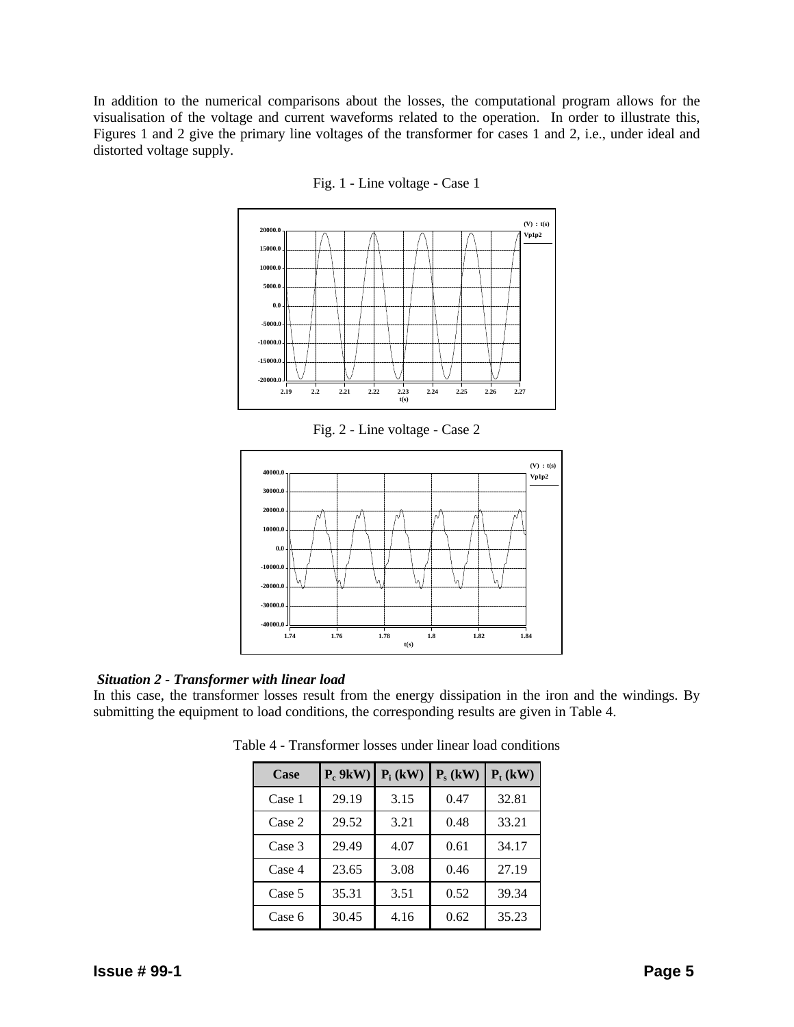In addition to the numerical comparisons about the losses, the computational program allows for the visualisation of the voltage and current waveforms related to the operation. In order to illustrate this, Figures 1 and 2 give the primary line voltages of the transformer for cases 1 and 2, i.e., under ideal and distorted voltage supply.

Fig. 1 - Line voltage - Case 1

Fig. 2 - Line voltage - Case 2

***Situation 2 - Transformer with linear load***

In this case, the transformer losses result from the energy dissipation in the iron and the windings. By submitting the equipment to load conditions, the corresponding results are given in Table 4.

Table 4 - Transformer losses under linear load conditions

| Case | $P_c$ 9kW) | $P_i$ (kW) | $P_s$ (kW) | $P_t$ (kW) |
|---|---|---|---|---|
| Case 1 | 29.19 | 3.15 | 0.47 | 32.81 |
| Case 2 | 29.52 | 3.21 | 0.48 | 33.21 |
| Case 3 | 29.49 | 4.07 | 0.61 | 34.17 |
| Case 4 | 23.65 | 3.08 | 0.46 | 27.19 |
| Case 5 | 35.31 | 3.51 | 0.52 | 39.34 |
| Case 6 | 30.45 | 4.16 | 0.62 | 35.23 |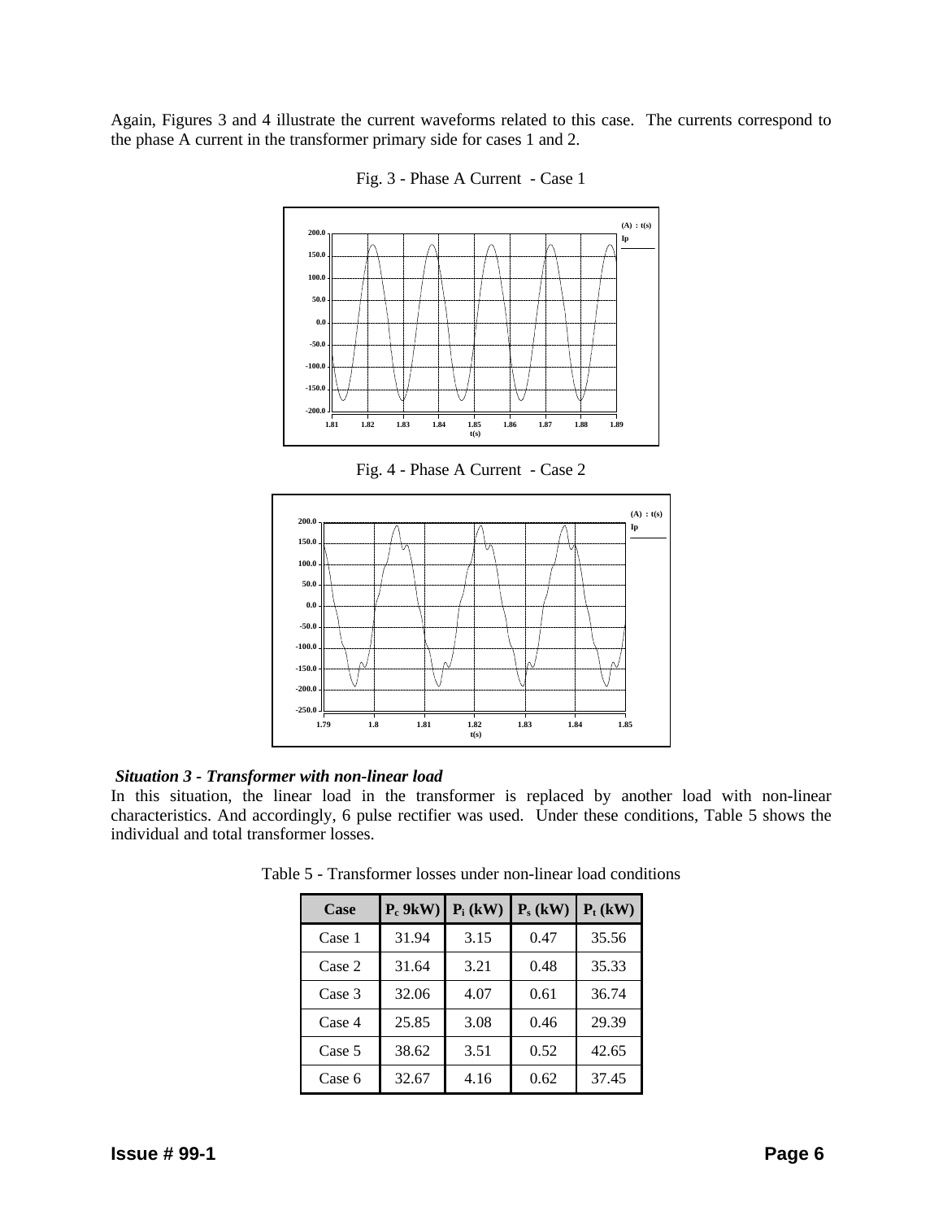Again, Figures 3 and 4 illustrate the current waveforms related to this case. The currents correspond to the phase A current in the transformer primary side for cases 1 and 2.

Fig. 3 - Phase A Current - Case 1

Fig. 4 - Phase A Current - Case 2

***Situation 3 - Transformer with non-linear load***

In this situation, the linear load in the transformer is replaced by another load with non-linear characteristics. And accordingly, 6 pulse rectifier was used. Under these conditions, Table 5 shows the individual and total transformer losses.

Table 5 - Transformer losses under non-linear load conditions

| Case | $P_c$ 9kW) | $P_i$ (kW) | $P_s$ (kW) | $P_t$ (kW) |
|---|---|---|---|---|
| Case 1 | 31.94 | 3.15 | 0.47 | 35.56 |
| Case 2 | 31.64 | 3.21 | 0.48 | 35.33 |
| Case 3 | 32.06 | 4.07 | 0.61 | 36.74 |
| Case 4 | 25.85 | 3.08 | 0.46 | 29.39 |
| Case 5 | 38.62 | 3.51 | 0.52 | 42.65 |
| Case 6 | 32.67 | 4.16 | 0.62 | 37.45 |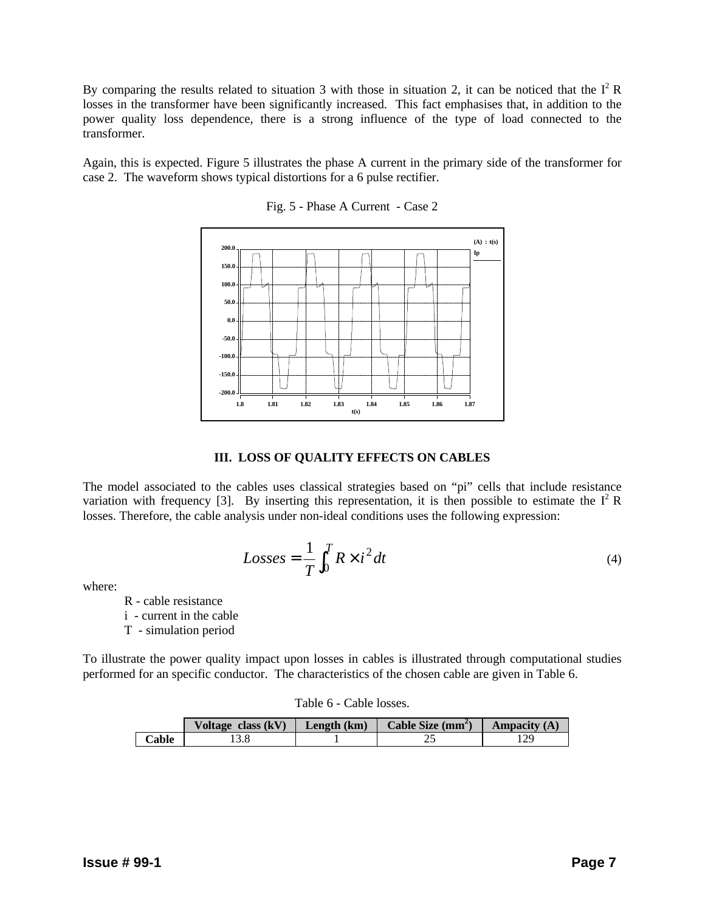By comparing the results related to situation 3 with those in situation 2, it can be noticed that the $I^2 R$ losses in the transformer have been significantly increased. This fact emphasises that, in addition to the power quality loss dependence, there is a strong influence of the type of load connected to the transformer.

Again, this is expected. Figure 5 illustrates the phase A current in the primary side of the transformer for case 2. The waveform shows typical distortions for a 6 pulse rectifier.

Fig. 5 - Phase A Current - Case 2

## III. LOSS OF QUALITY EFFECTS ON CABLES

The model associated to the cables uses classical strategies based on "pi" cells that include resistance variation with frequency [3]. By inserting this representation, it is then possible to estimate the $I^2 R$ losses. Therefore, the cable analysis under non-ideal conditions uses the following expression:

$$Losses = \frac{1}{T}\int_0^T R \times i^2 dt \tag{4}$$

where:

- R - cable resistance
- i - current in the cable
- T - simulation period

To illustrate the power quality impact upon losses in cables is illustrated through computational studies performed for an specific conductor. The characteristics of the chosen cable are given in Table 6.

Table 6 - Cable losses.

| | Voltage class (kV) | Length (km) | Cable Size (mm$^2$) | Ampacity (A) |
|---|---|---|---|---|
| **Cable** | 13.8 | 1 | 25 | 129 |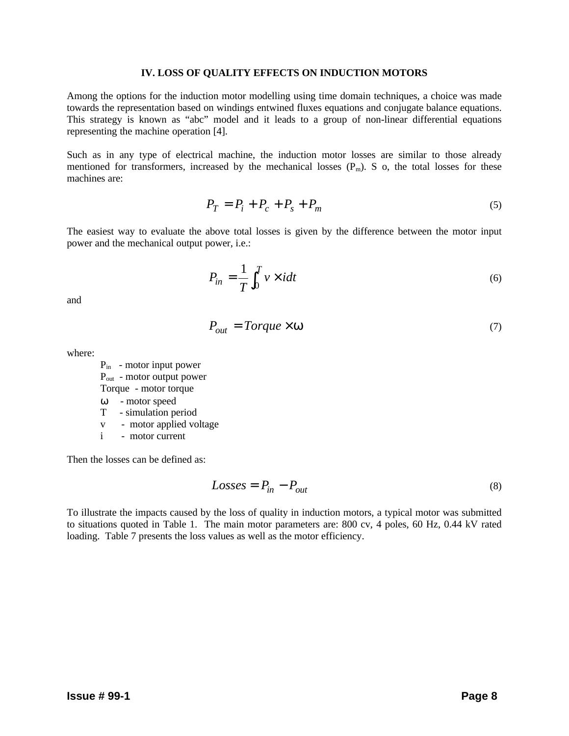## IV. LOSS OF QUALITY EFFECTS ON INDUCTION MOTORS

Among the options for the induction motor modelling using time domain techniques, a choice was made towards the representation based on windings entwined fluxes equations and conjugate balance equations. This strategy is known as "abc" model and it leads to a group of non-linear differential equations representing the machine operation [4].

Such as in any type of electrical machine, the induction motor losses are similar to those already mentioned for transformers, increased by the mechanical losses ($P_m$). S o, the total losses for these machines are:

$$P_T = P_i + P_c + P_s + P_m \tag{5}$$

The easiest way to evaluate the above total losses is given by the difference between the motor input power and the mechanical output power, i.e.:

$$P_{in} = \frac{1}{T}\int_0^T v \times i dt \tag{6}$$

and

$$P_{out} = Torque \times \omega \tag{7}$$

where:

- $P_{in}$ - motor input power
- $P_{out}$ - motor output power
- Torque - motor torque
- $\omega$ - motor speed
- T - simulation period
- v - motor applied voltage
- i - motor current

Then the losses can be defined as:

$$Losses = P_{in} - P_{out} \tag{8}$$

To illustrate the impacts caused by the loss of quality in induction motors, a typical motor was submitted to situations quoted in Table 1. The main motor parameters are: 800 cv, 4 poles, 60 Hz, 0.44 kV rated loading. Table 7 presents the loss values as well as the motor efficiency.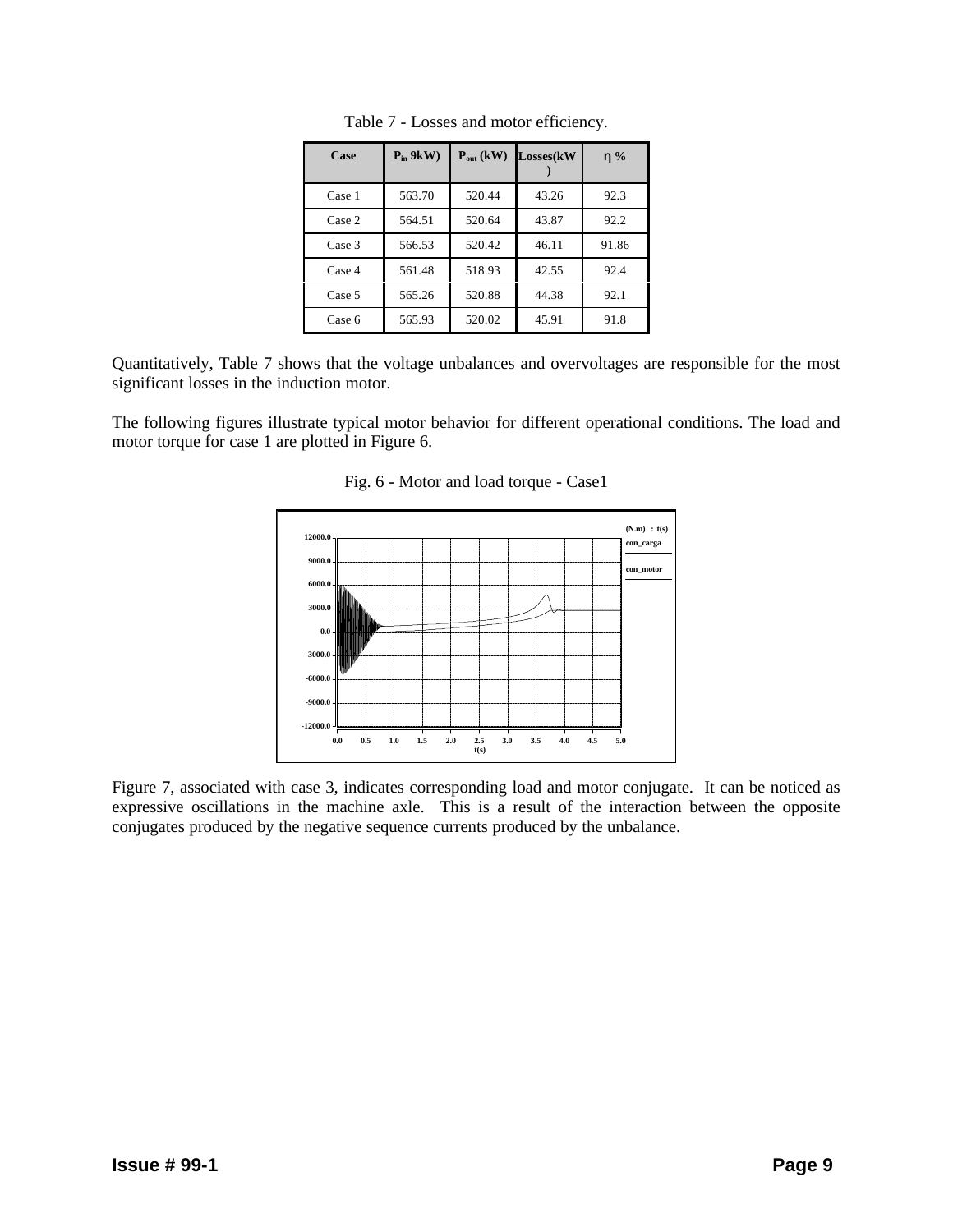Table 7 - Losses and motor efficiency.

| Case | $P_{in}$ 9kW) | $P_{out}$ (kW) | Losses(kW) | η % |
|---|---|---|---|---|
| Case 1 | 563.70 | 520.44 | 43.26 | 92.3 |
| Case 2 | 564.51 | 520.64 | 43.87 | 92.2 |
| Case 3 | 566.53 | 520.42 | 46.11 | 91.86 |
| Case 4 | 561.48 | 518.93 | 42.55 | 92.4 |
| Case 5 | 565.26 | 520.88 | 44.38 | 92.1 |
| Case 6 | 565.93 | 520.02 | 45.91 | 91.8 |

Quantitatively, Table 7 shows that the voltage unbalances and overvoltages are responsible for the most significant losses in the induction motor.

The following figures illustrate typical motor behavior for different operational conditions. The load and motor torque for case 1 are plotted in Figure 6.

Fig. 6 - Motor and load torque - Case1

Figure 7, associated with case 3, indicates corresponding load and motor conjugate. It can be noticed as expressive oscillations in the machine axle. This is a result of the interaction between the opposite conjugates produced by the negative sequence currents produced by the unbalance.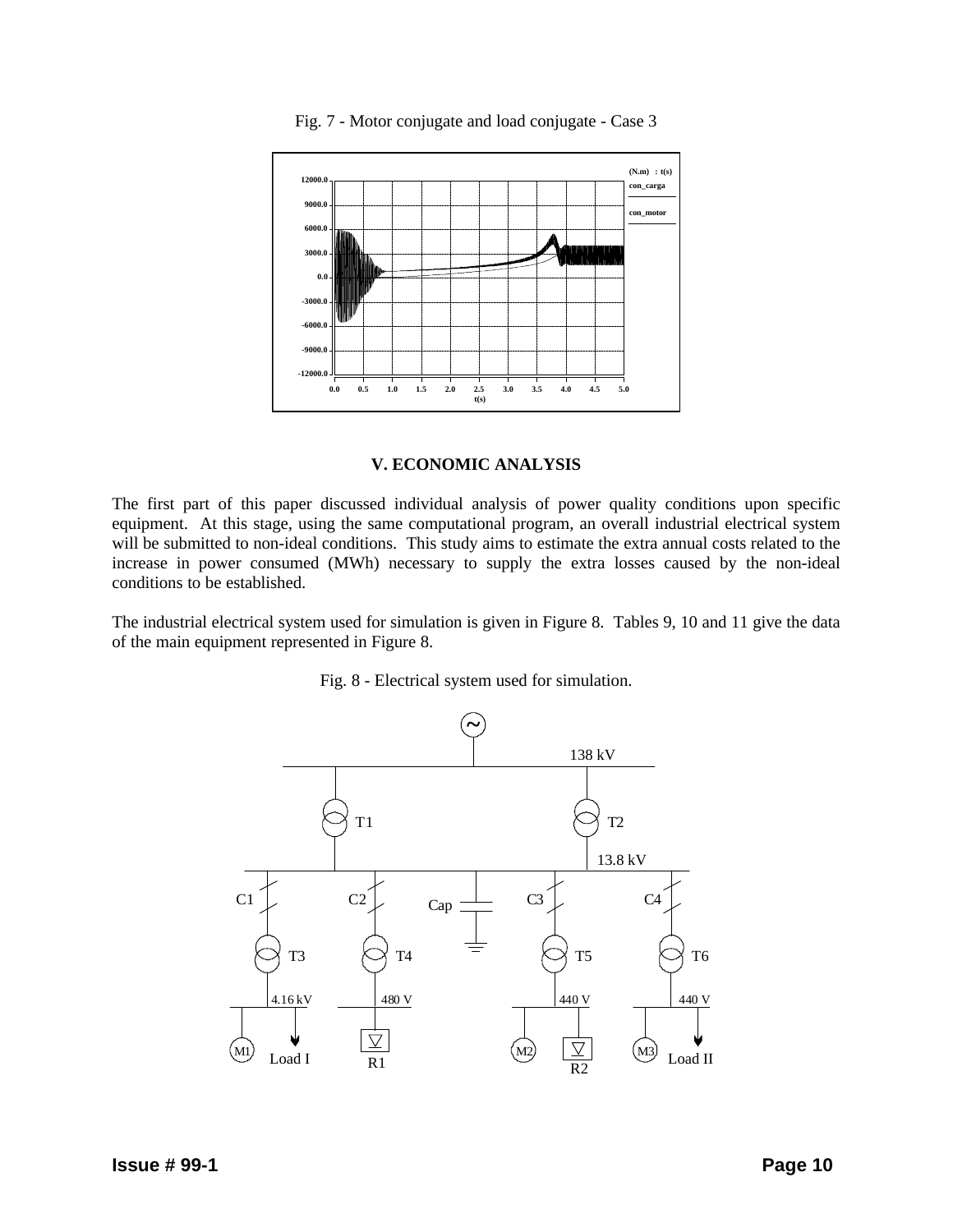Fig. 7 - Motor conjugate and load conjugate - Case 3

## V. ECONOMIC ANALYSIS

The first part of this paper discussed individual analysis of power quality conditions upon specific equipment. At this stage, using the same computational program, an overall industrial electrical system will be submitted to non-ideal conditions. This study aims to estimate the extra annual costs related to the increase in power consumed (MWh) necessary to supply the extra losses caused by the non-ideal conditions to be established.

The industrial electrical system used for simulation is given in Figure 8. Tables 9, 10 and 11 give the data of the main equipment represented in Figure 8.

Fig. 8 - Electrical system used for simulation.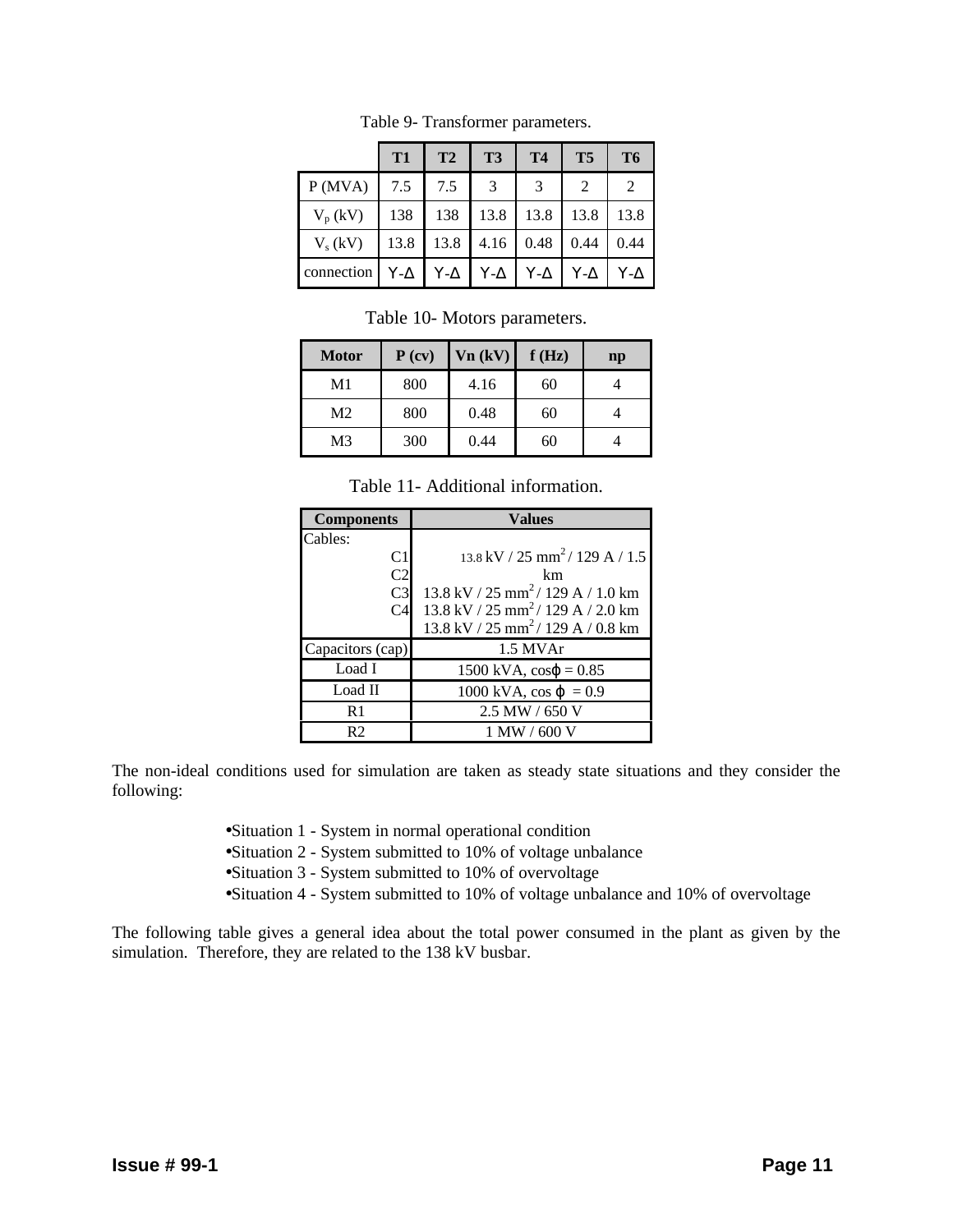Table 9- Transformer parameters.

| | T1 | T2 | T3 | T4 | T5 | T6 |
|---|---|---|---|---|---|---|
| P (MVA) | 7.5 | 7.5 | 3 | 3 | 2 | 2 |
| $V_p$ (kV) | 138 | 138 | 13.8 | 13.8 | 13.8 | 13.8 |
| $V_s$ (kV) | 13.8 | 13.8 | 4.16 | 0.48 | 0.44 | 0.44 |
| connection | Y-Δ | Y-Δ | Y-Δ | Y-Δ | Y-Δ | Y-Δ |

Table 10- Motors parameters.

| Motor | P (cv) | Vn (kV) | f (Hz) | np |
|---|---|---|---|---|
| M1 | 800 | 4.16 | 60 | 4 |
| M2 | 800 | 0.48 | 60 | 4 |
| M3 | 300 | 0.44 | 60 | 4 |

Table 11- Additional information.

| Components | Values |
|---|---|
| Cables: | |
| C1 | 13.8 kV / 25 mm$^2$ / 129 A / 1.5 km |
| C2 | 13.8 kV / 25 mm$^2$ / 129 A / 1.0 km |
| C3 | 13.8 kV / 25 mm$^2$ / 129 A / 2.0 km |
| C4 | 13.8 kV / 25 mm$^2$ / 129 A / 0.8 km |
| Capacitors (cap) | 1.5 MVAr |
| Load I | 1500 kVA, cosϕ = 0.85 |
| Load II | 1000 kVA, cos ϕ = 0.9 |
| R1 | 2.5 MW / 650 V |
| R2 | 1 MW / 600 V |

The non-ideal conditions used for simulation are taken as steady state situations and they consider the following:

- Situation 1 - System in normal operational condition
- Situation 2 - System submitted to 10% of voltage unbalance
- Situation 3 - System submitted to 10% of overvoltage
- Situation 4 - System submitted to 10% of voltage unbalance and 10% of overvoltage

The following table gives a general idea about the total power consumed in the plant as given by the simulation. Therefore, they are related to the 138 kV busbar.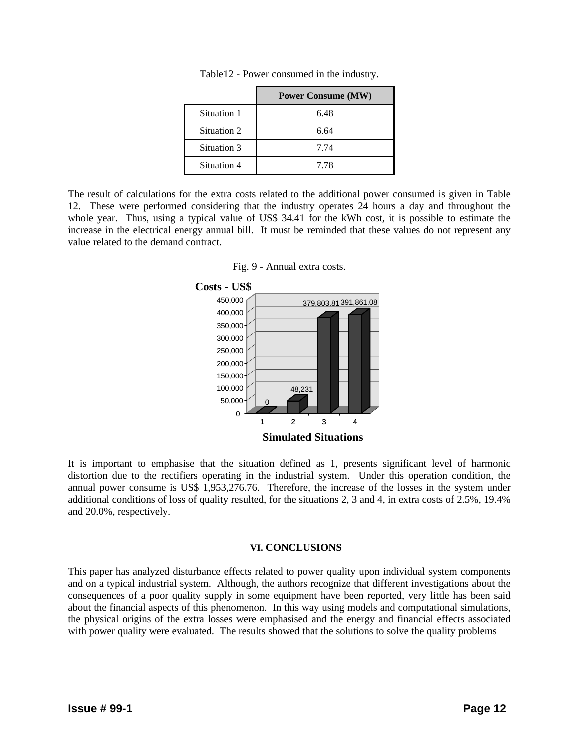Table12 - Power consumed in the industry.

| | Power Consume (MW) |
|---|---|
| Situation 1 | 6.48 |
| Situation 2 | 6.64 |
| Situation 3 | 7.74 |
| Situation 4 | 7.78 |

The result of calculations for the extra costs related to the additional power consumed is given in Table 12. These were performed considering that the industry operates 24 hours a day and throughout the whole year. Thus, using a typical value of US$ 34.41 for the kWh cost, it is possible to estimate the increase in the electrical energy annual bill. It must be reminded that these values do not represent any value related to the demand contract.

Fig. 9 - Annual extra costs.

| Simulated Situations | Costs - US$ |
|---|---|
| 1 | 0 |
| 2 | 48,231 |
| 3 | 379,803.81 |
| 4 | 391,861.08 |

It is important to emphasise that the situation defined as 1, presents significant level of harmonic distortion due to the rectifiers operating in the industrial system. Under this operation condition, the annual power consume is US$ 1,953,276.76. Therefore, the increase of the losses in the system under additional conditions of loss of quality resulted, for the situations 2, 3 and 4, in extra costs of 2.5%, 19.4% and 20.0%, respectively.

## VI. CONCLUSIONS

This paper has analyzed disturbance effects related to power quality upon individual system components and on a typical industrial system. Although, the authors recognize that different investigations about the consequences of a poor quality supply in some equipment have been reported, very little has been said about the financial aspects of this phenomenon. In this way using models and computational simulations, the physical origins of the extra losses were emphasised and the energy and financial effects associated with power quality were evaluated. The results showed that the solutions to solve the quality problems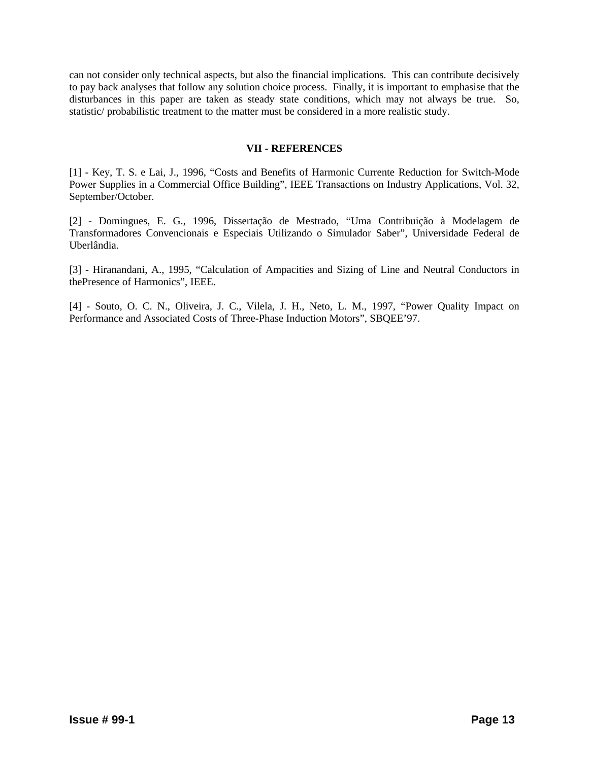can not consider only technical aspects, but also the financial implications. This can contribute decisively to pay back analyses that follow any solution choice process. Finally, it is important to emphasise that the disturbances in this paper are taken as steady state conditions, which may not always be true. So, statistic/ probabilistic treatment to the matter must be considered in a more realistic study.

## VII - REFERENCES

[1] - Key, T. S. e Lai, J., 1996, "Costs and Benefits of Harmonic Currente Reduction for Switch-Mode Power Supplies in a Commercial Office Building", IEEE Transactions on Industry Applications, Vol. 32, September/October.

[2] - Domingues, E. G., 1996, Dissertação de Mestrado, "Uma Contribuição à Modelagem de Transformadores Convencionais e Especiais Utilizando o Simulador Saber", Universidade Federal de Uberlândia.

[3] - Hiranandani, A., 1995, "Calculation of Ampacities and Sizing of Line and Neutral Conductors in thePresence of Harmonics", IEEE.

[4] - Souto, O. C. N., Oliveira, J. C., Vilela, J. H., Neto, L. M., 1997, "Power Quality Impact on Performance and Associated Costs of Three-Phase Induction Motors", SBQEE'97.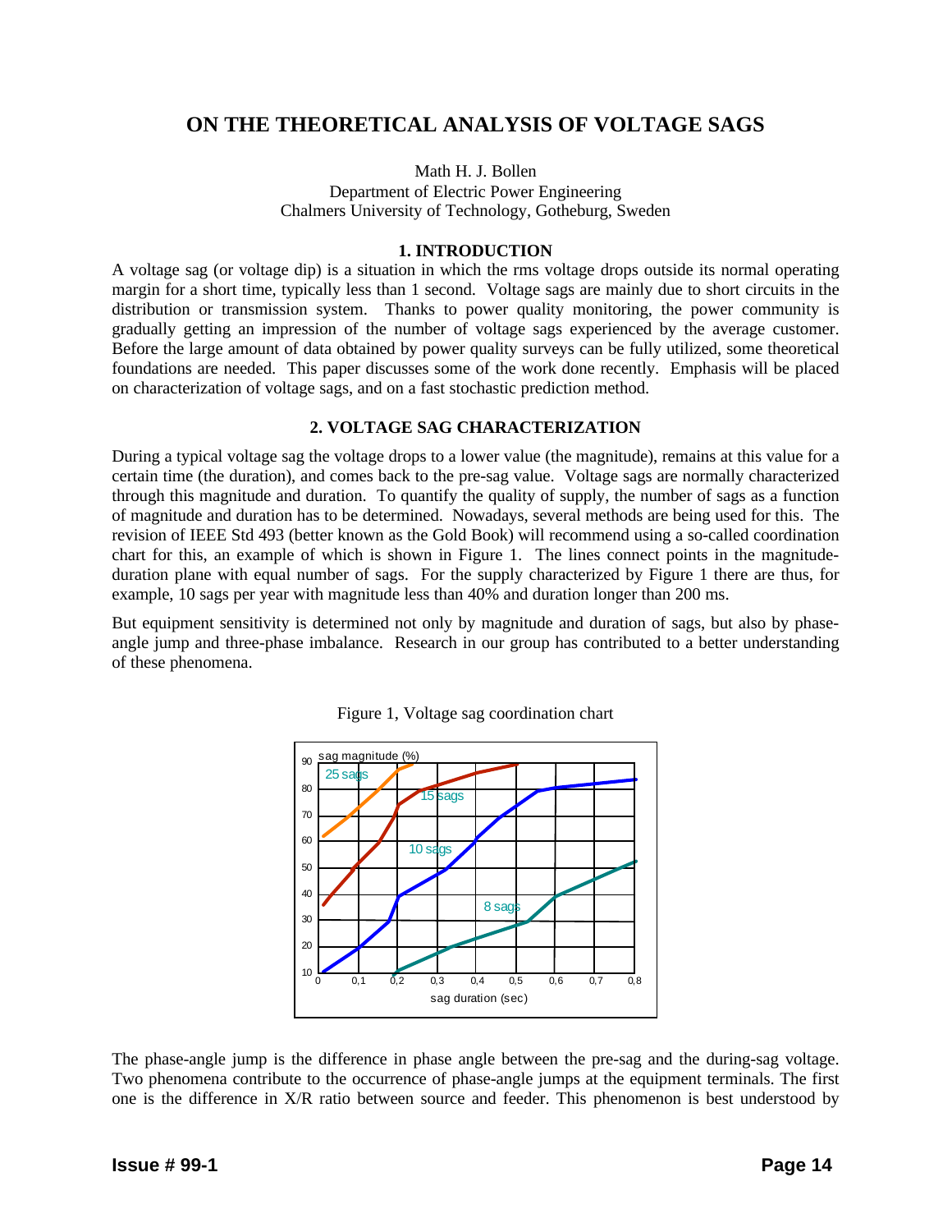## ON THE THEORETICAL ANALYSIS OF VOLTAGE SAGS

Math H. J. Bollen
Department of Electric Power Engineering
Chalmers University of Technology, Gotheburg, Sweden

### 1. INTRODUCTION

A voltage sag (or voltage dip) is a situation in which the rms voltage drops outside its normal operating margin for a short time, typically less than 1 second. Voltage sags are mainly due to short circuits in the distribution or transmission system. Thanks to power quality monitoring, the power community is gradually getting an impression of the number of voltage sags experienced by the average customer. Before the large amount of data obtained by power quality surveys can be fully utilized, some theoretical foundations are needed. This paper discusses some of the work done recently. Emphasis will be placed on characterization of voltage sags, and on a fast stochastic prediction method.

### 2. VOLTAGE SAG CHARACTERIZATION

During a typical voltage sag the voltage drops to a lower value (the magnitude), remains at this value for a certain time (the duration), and comes back to the pre-sag value. Voltage sags are normally characterized through this magnitude and duration. To quantify the quality of supply, the number of sags as a function of magnitude and duration has to be determined. Nowadays, several methods are being used for this. The revision of IEEE Std 493 (better known as the Gold Book) will recommend using a so-called coordination chart for this, an example of which is shown in Figure 1. The lines connect points in the magnitude-duration plane with equal number of sags. For the supply characterized by Figure 1 there are thus, for example, 10 sags per year with magnitude less than 40% and duration longer than 200 ms.

But equipment sensitivity is determined not only by magnitude and duration of sags, but also by phase-angle jump and three-phase imbalance. Research in our group has contributed to a better understanding of these phenomena.

Figure 1, Voltage sag coordination chart

The phase-angle jump is the difference in phase angle between the pre-sag and the during-sag voltage. Two phenomena contribute to the occurrence of phase-angle jumps at the equipment terminals. The first one is the difference in X/R ratio between source and feeder. This phenomenon is best understood by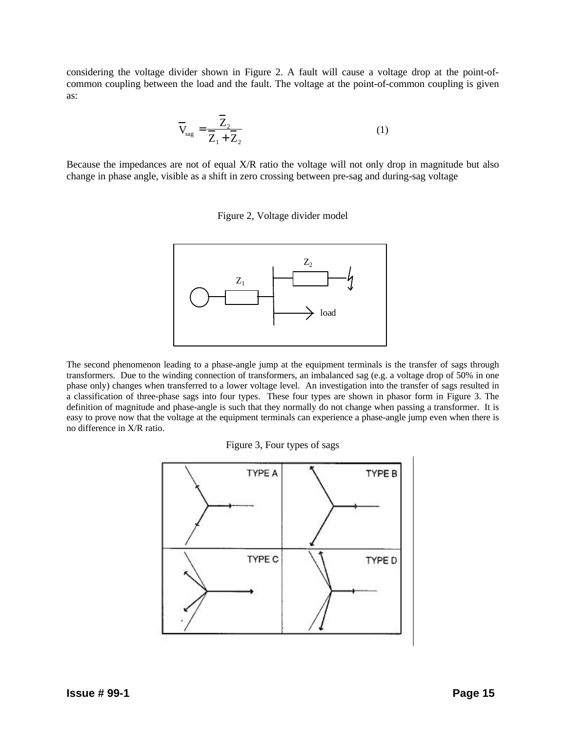considering the voltage divider shown in Figure 2. A fault will cause a voltage drop at the point-of-common coupling between the load and the fault. The voltage at the point-of-common coupling is given as:

$$\overline{V}_{sag} = \frac{\overline{Z}_2}{\overline{Z}_1 + \overline{Z}_2} \tag{1}$$

Because the impedances are not of equal X/R ratio the voltage will not only drop in magnitude but also change in phase angle, visible as a shift in zero crossing between pre-sag and during-sag voltage

Figure 2, Voltage divider model

The second phenomenon leading to a phase-angle jump at the equipment terminals is the transfer of sags through transformers. Due to the winding connection of transformers, an imbalanced sag (e.g. a voltage drop of 50% in one phase only) changes when transferred to a lower voltage level. An investigation into the transfer of sags resulted in a classification of three-phase sags into four types. These four types are shown in phasor form in Figure 3. The definition of magnitude and phase-angle is such that they normally do not change when passing a transformer. It is easy to prove now that the voltage at the equipment terminals can experience a phase-angle jump even when there is no difference in X/R ratio.

Figure 3, Four types of sags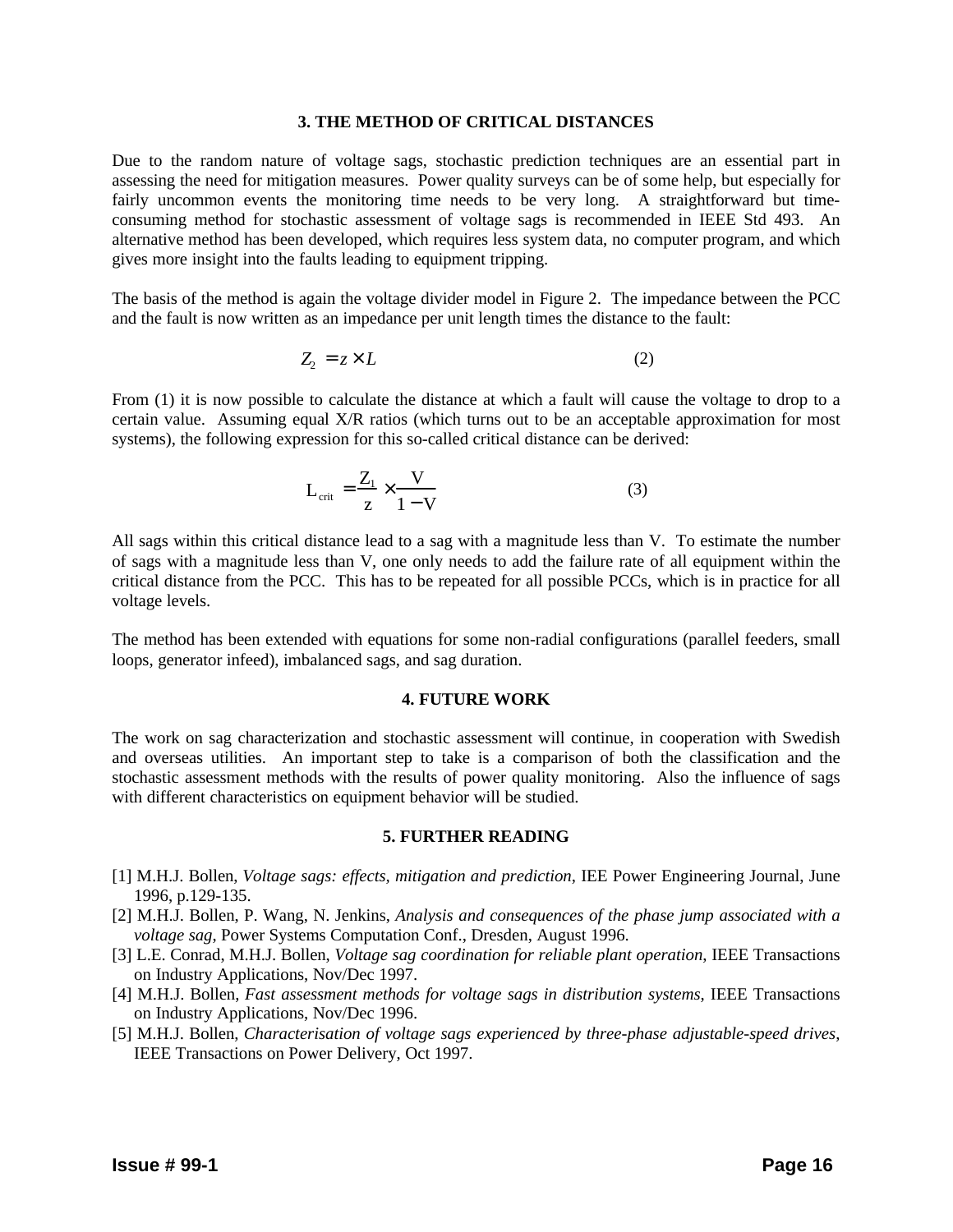## 3. THE METHOD OF CRITICAL DISTANCES

Due to the random nature of voltage sags, stochastic prediction techniques are an essential part in assessing the need for mitigation measures. Power quality surveys can be of some help, but especially for fairly uncommon events the monitoring time needs to be very long. A straightforward but time-consuming method for stochastic assessment of voltage sags is recommended in IEEE Std 493. An alternative method has been developed, which requires less system data, no computer program, and which gives more insight into the faults leading to equipment tripping.

The basis of the method is again the voltage divider model in Figure 2. The impedance between the PCC and the fault is now written as an impedance per unit length times the distance to the fault:

$$Z_2 = z \times L \tag{2}$$

From (1) it is now possible to calculate the distance at which a fault will cause the voltage to drop to a certain value. Assuming equal X/R ratios (which turns out to be an acceptable approximation for most systems), the following expression for this so-called critical distance can be derived:

$$L_{crit} = \frac{Z_1}{z} \times \frac{V}{1 - V} \tag{3}$$

All sags within this critical distance lead to a sag with a magnitude less than V. To estimate the number of sags with a magnitude less than V, one only needs to add the failure rate of all equipment within the critical distance from the PCC. This has to be repeated for all possible PCCs, which is in practice for all voltage levels.

The method has been extended with equations for some non-radial configurations (parallel feeders, small loops, generator infeed), imbalanced sags, and sag duration.

## 4. FUTURE WORK

The work on sag characterization and stochastic assessment will continue, in cooperation with Swedish and overseas utilities. An important step to take is a comparison of both the classification and the stochastic assessment methods with the results of power quality monitoring. Also the influence of sags with different characteristics on equipment behavior will be studied.

## 5. FURTHER READING

[1] M.H.J. Bollen, *Voltage sags: effects, mitigation and prediction*, IEE Power Engineering Journal, June 1996, p.129-135.

[2] M.H.J. Bollen, P. Wang, N. Jenkins, *Analysis and consequences of the phase jump associated with a voltage sag*, Power Systems Computation Conf., Dresden, August 1996.

[3] L.E. Conrad, M.H.J. Bollen, *Voltage sag coordination for reliable plant operation*, IEEE Transactions on Industry Applications, Nov/Dec 1997.

[4] M.H.J. Bollen, *Fast assessment methods for voltage sags in distribution systems*, IEEE Transactions on Industry Applications, Nov/Dec 1996.

[5] M.H.J. Bollen, *Characterisation of voltage sags experienced by three-phase adjustable-speed drives*, IEEE Transactions on Power Delivery, Oct 1997.